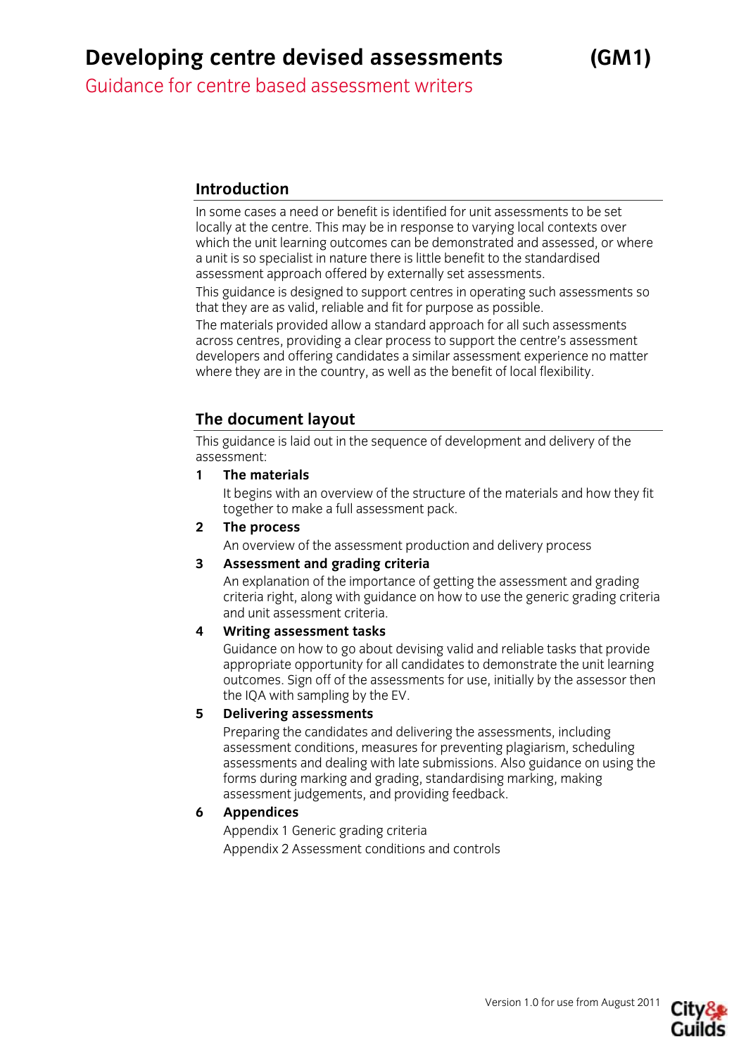# Developing centre devised assessments (GM1)

Guidance for centre based assessment writers

## Introduction

In some cases a need or benefit is identified for unit assessments to be set locally at the centre. This may be in response to varying local contexts over which the unit learning outcomes can be demonstrated and assessed, or where a unit is so specialist in nature there is little benefit to the standardised assessment approach offered by externally set assessments.

This guidance is designed to support centres in operating such assessments so that they are as valid, reliable and fit for purpose as possible.

The materials provided allow a standard approach for all such assessments across centres, providing a clear process to support the centre's assessment developers and offering candidates a similar assessment experience no matter where they are in the country, as well as the benefit of local flexibility.

## The document layout

This guidance is laid out in the sequence of development and delivery of the assessment:

1. **The materials**
   It begins with an overview of the structure of the materials and how they fit together to make a full assessment pack.
2. **The process**
   An overview of the assessment production and delivery process
3. **Assessment and grading criteria**
   An explanation of the importance of getting the assessment and grading criteria right, along with guidance on how to use the generic grading criteria and unit assessment criteria.
4. **Writing assessment tasks**
   Guidance on how to go about devising valid and reliable tasks that provide appropriate opportunity for all candidates to demonstrate the unit learning outcomes. Sign off of the assessments for use, initially by the assessor then the IQA with sampling by the EV.
5. **Delivering assessments**
   Preparing the candidates and delivering the assessments, including assessment conditions, measures for preventing plagiarism, scheduling assessments and dealing with late submissions. Also guidance on using the forms during marking and grading, standardising marking, making assessment judgements, and providing feedback.
6. **Appendices**
   Appendix 1 Generic grading criteria
   Appendix 2 Assessment conditions and controls

Version 1.0 for use from August 2011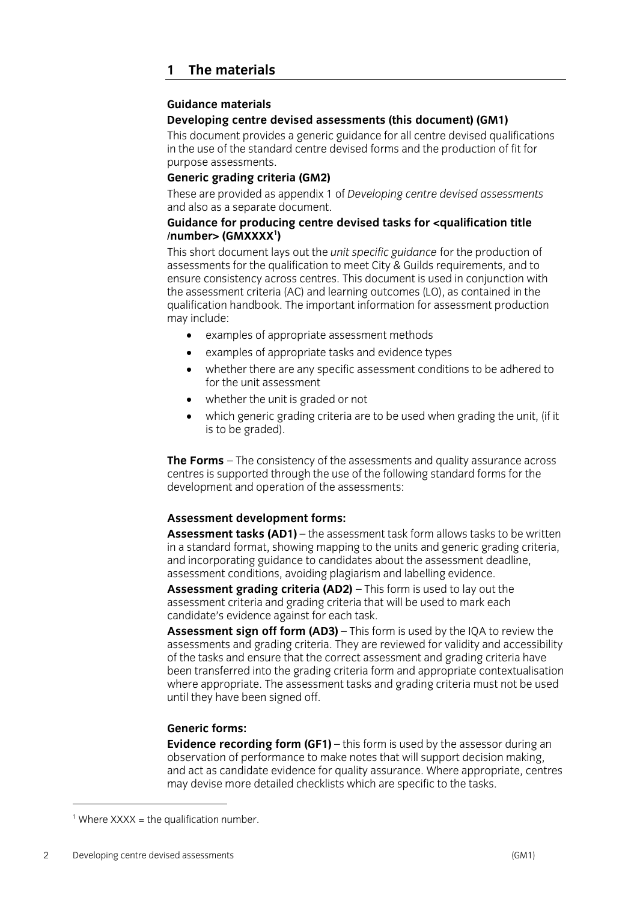## 1 The materials

### Guidance materials

**Developing centre devised assessments (this document) (GM1)**

This document provides a generic guidance for all centre devised qualifications in the use of the standard centre devised forms and the production of fit for purpose assessments.

**Generic grading criteria (GM2)**

These are provided as appendix 1 of *Developing centre devised assessments* and also as a separate document.

**Guidance for producing centre devised tasks for <qualification title /number> (GMXXXX[1])**

This short document lays out the *unit specific guidance* for the production of assessments for the qualification to meet City & Guilds requirements, and to ensure consistency across centres. This document is used in conjunction with the assessment criteria (AC) and learning outcomes (LO), as contained in the qualification handbook. The important information for assessment production may include:

- examples of appropriate assessment methods
- examples of appropriate tasks and evidence types
- whether there are any specific assessment conditions to be adhered to for the unit assessment
- whether the unit is graded or not
- which generic grading criteria are to be used when grading the unit, (if it is to be graded).

**The Forms** – The consistency of the assessments and quality assurance across centres is supported through the use of the following standard forms for the development and operation of the assessments:

### Assessment development forms:

**Assessment tasks (AD1)** – the assessment task form allows tasks to be written in a standard format, showing mapping to the units and generic grading criteria, and incorporating guidance to candidates about the assessment deadline, assessment conditions, avoiding plagiarism and labelling evidence.

**Assessment grading criteria (AD2)** – This form is used to lay out the assessment criteria and grading criteria that will be used to mark each candidate's evidence against for each task.

**Assessment sign off form (AD3)** – This form is used by the IQA to review the assessments and grading criteria. They are reviewed for validity and accessibility of the tasks and ensure that the correct assessment and grading criteria have been transferred into the grading criteria form and appropriate contextualisation where appropriate. The assessment tasks and grading criteria must not be used until they have been signed off.

### Generic forms:

**Evidence recording form (GF1)** – this form is used by the assessor during an observation of performance to make notes that will support decision making, and act as candidate evidence for quality assurance. Where appropriate, centres may devise more detailed checklists which are specific to the tasks.

---

[1] Where XXXX = the qualification number.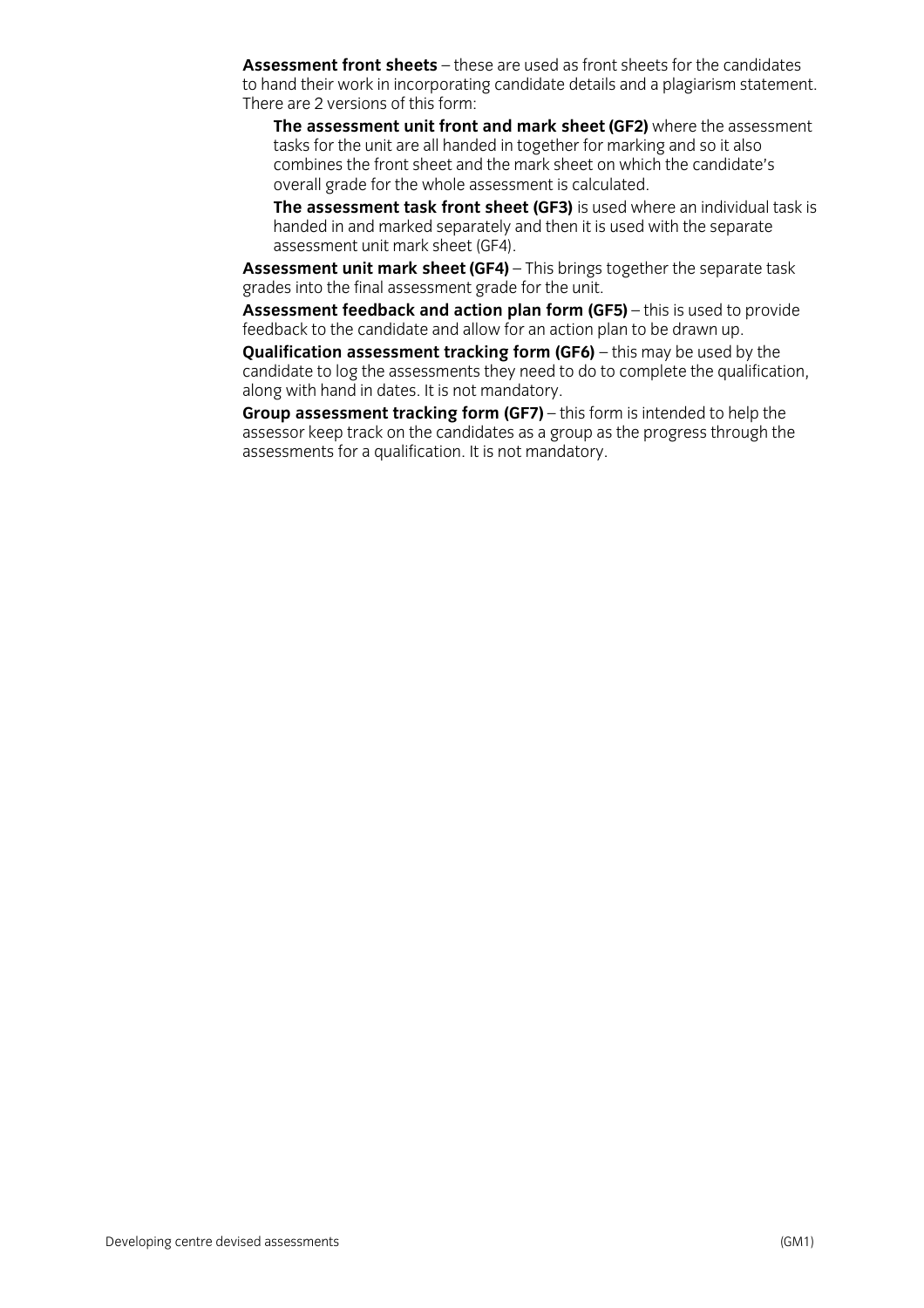**Assessment front sheets** – these are used as front sheets for the candidates to hand their work in incorporating candidate details and a plagiarism statement. There are 2 versions of this form:

- **The assessment unit front and mark sheet (GF2)** where the assessment tasks for the unit are all handed in together for marking and so it also combines the front sheet and the mark sheet on which the candidate's overall grade for the whole assessment is calculated.
- **The assessment task front sheet (GF3)** is used where an individual task is handed in and marked separately and then it is used with the separate assessment unit mark sheet (GF4).

**Assessment unit mark sheet (GF4)** – This brings together the separate task grades into the final assessment grade for the unit.

**Assessment feedback and action plan form (GF5)** – this is used to provide feedback to the candidate and allow for an action plan to be drawn up.

**Qualification assessment tracking form (GF6)** – this may be used by the candidate to log the assessments they need to do to complete the qualification, along with hand in dates. It is not mandatory.

**Group assessment tracking form (GF7)** – this form is intended to help the assessor keep track on the candidates as a group as the progress through the assessments for a qualification. It is not mandatory.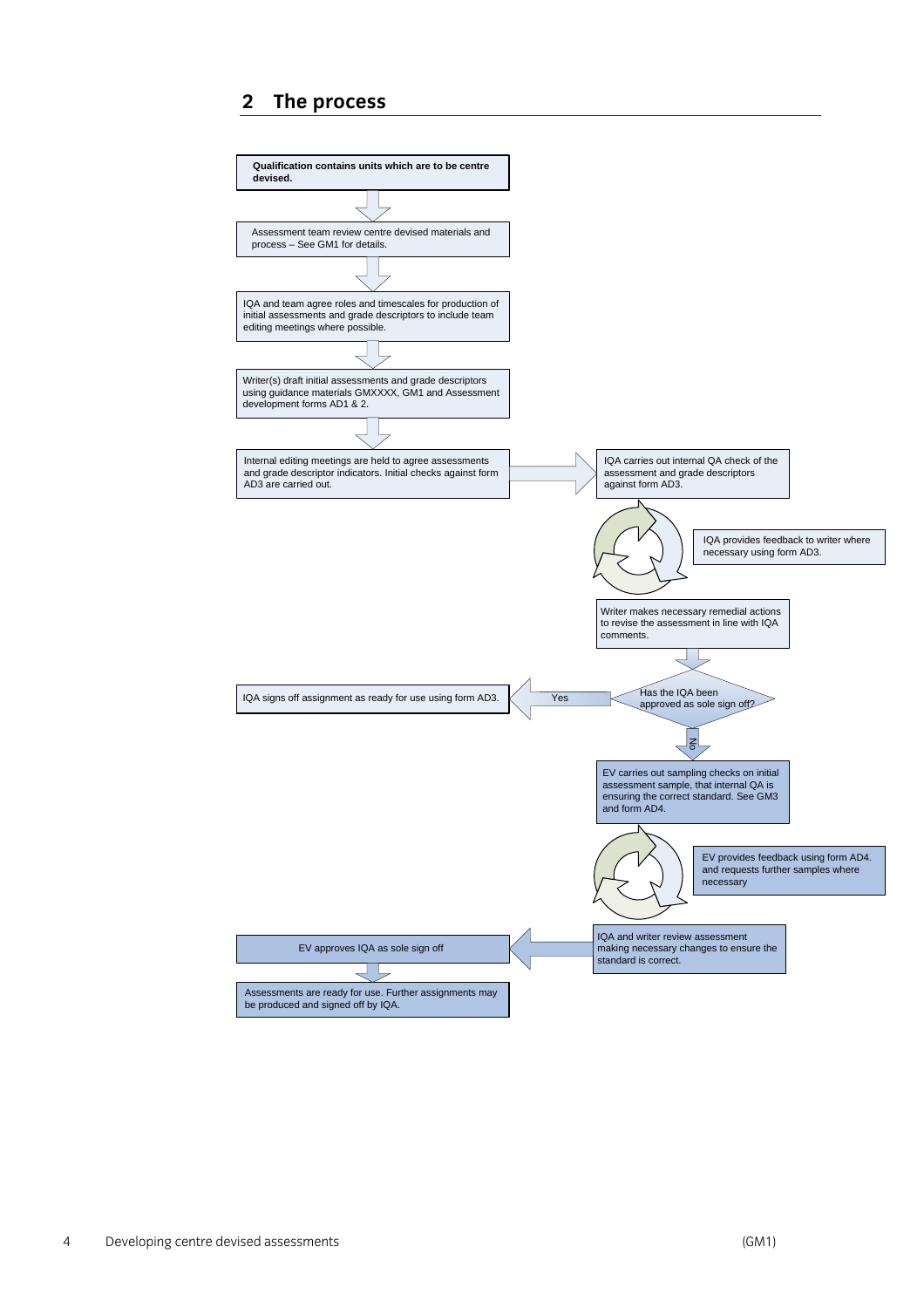## 2 The process

**Qualification contains units which are to be centre devised.**

Assessment team review centre devised materials and process – See GM1 for details.

IQA and team agree roles and timescales for production of initial assessments and grade descriptors to include team editing meetings where possible.

Writer(s) draft initial assessments and grade descriptors using guidance materials GMXXXX, GM1 and Assessment development forms AD1 & 2.

Internal editing meetings are held to agree assessments and grade descriptor indicators. Initial checks against form AD3 are carried out.

IQA carries out internal QA check of the assessment and grade descriptors against form AD3.

IQA provides feedback to writer where necessary using form AD3.

Writer makes necessary remedial actions to revise the assessment in line with IQA comments.

Has the IQA been approved as sole sign off?

Yes

IQA signs off assignment as ready for use using form AD3.

No

EV carries out sampling checks on initial assessment sample, that internal QA is ensuring the correct standard. See GM3 and form AD4.

EV provides feedback using form AD4. and requests further samples where necessary

IQA and writer review assessment making necessary changes to ensure the standard is correct.

EV approves IQA as sole sign off

Assessments are ready for use. Further assignments may be produced and signed off by IQA.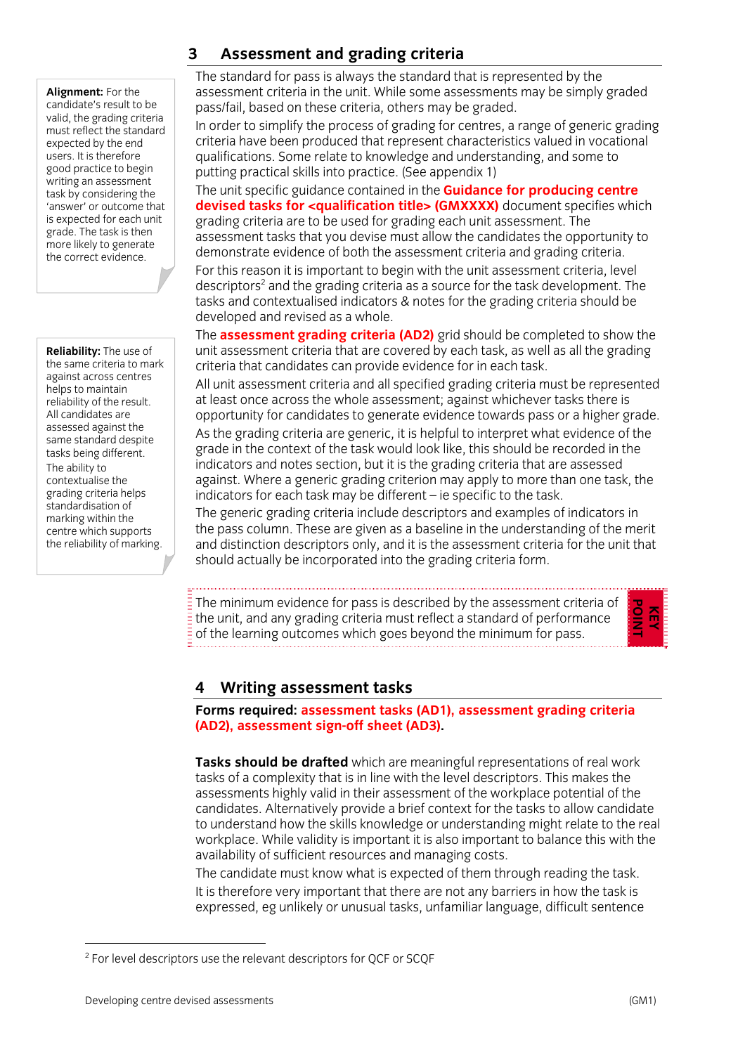## 3 Assessment and grading criteria

**Alignment:** For the candidate's result to be valid, the grading criteria must reflect the standard expected by the end users. It is therefore good practice to begin writing an assessment task by considering the 'answer' or outcome that is expected for each unit grade. The task is then more likely to generate the correct evidence.

The standard for pass is always the standard that is represented by the assessment criteria in the unit. While some assessments may be simply graded pass/fail, based on these criteria, others may be graded.

In order to simplify the process of grading for centres, a range of generic grading criteria have been produced that represent characteristics valued in vocational qualifications. Some relate to knowledge and understanding, and some to putting practical skills into practice. (See appendix 1)

The unit specific guidance contained in the **Guidance for producing centre devised tasks for <qualification title> (GMXXXX)** document specifies which grading criteria are to be used for grading each unit assessment. The assessment tasks that you devise must allow the candidates the opportunity to demonstrate evidence of both the assessment criteria and grading criteria.

For this reason it is important to begin with the unit assessment criteria, level descriptors[2] and the grading criteria as a source for the task development. The tasks and contextualised indicators & notes for the grading criteria should be developed and revised as a whole.

**Reliability:** The use of the same criteria to mark against across centres helps to maintain reliability of the result. All candidates are assessed against the same standard despite tasks being different. The ability to contextualise the grading criteria helps standardisation of marking within the centre which supports the reliability of marking.

The **assessment grading criteria (AD2)** grid should be completed to show the unit assessment criteria that are covered by each task, as well as all the grading criteria that candidates can provide evidence for in each task.

All unit assessment criteria and all specified grading criteria must be represented at least once across the whole assessment; against whichever tasks there is opportunity for candidates to generate evidence towards pass or a higher grade.

As the grading criteria are generic, it is helpful to interpret what evidence of the grade in the context of the task would look like, this should be recorded in the indicators and notes section, but it is the grading criteria that are assessed against. Where a generic grading criterion may apply to more than one task, the indicators for each task may be different – ie specific to the task.

The generic grading criteria include descriptors and examples of indicators in the pass column. These are given as a baseline in the understanding of the merit and distinction descriptors only, and it is the assessment criteria for the unit that should actually be incorporated into the grading criteria form.

**KEY POINT:** The minimum evidence for pass is described by the assessment criteria of the unit, and any grading criteria must reflect a standard of performance of the learning outcomes which goes beyond the minimum for pass.

## 4 Writing assessment tasks

**Forms required: assessment tasks (AD1), assessment grading criteria (AD2), assessment sign-off sheet (AD3).**

**Tasks should be drafted** which are meaningful representations of real work tasks of a complexity that is in line with the level descriptors. This makes the assessments highly valid in their assessment of the workplace potential of the candidates. Alternatively provide a brief context for the tasks to allow candidate to understand how the skills knowledge or understanding might relate to the real workplace. While validity is important it is also important to balance this with the availability of sufficient resources and managing costs.

The candidate must know what is expected of them through reading the task.

It is therefore very important that there are not any barriers in how the task is expressed, eg unlikely or unusual tasks, unfamiliar language, difficult sentence

[2] For level descriptors use the relevant descriptors for QCF or SCQF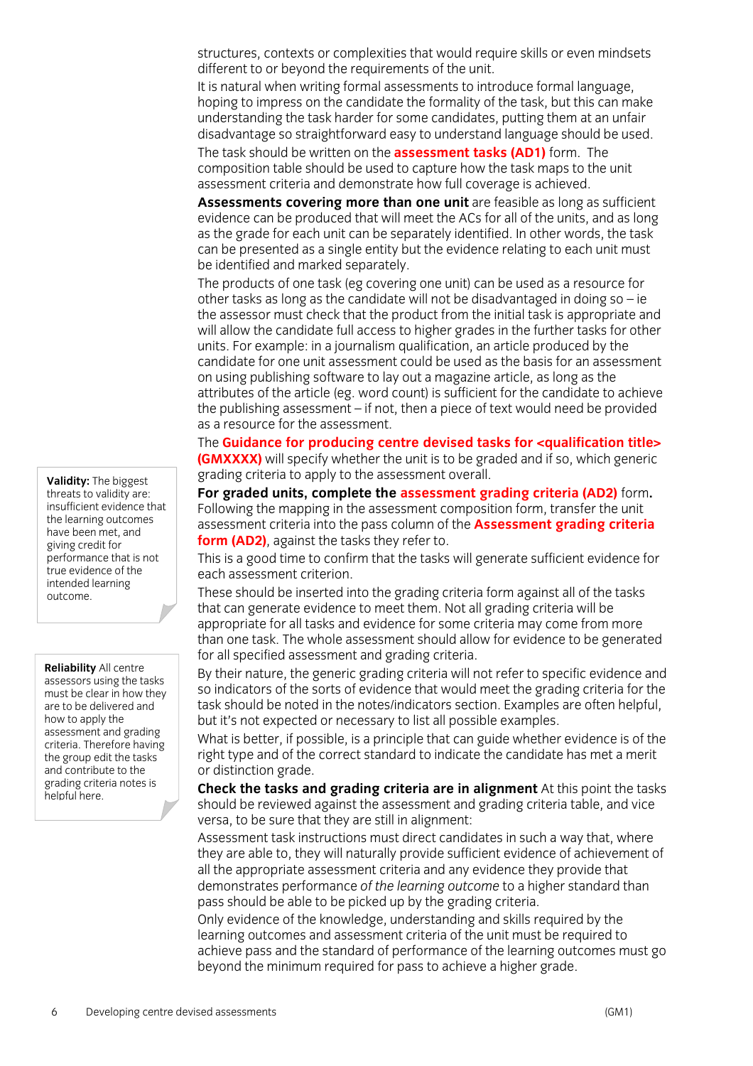structures, contexts or complexities that would require skills or even mindsets different to or beyond the requirements of the unit.

It is natural when writing formal assessments to introduce formal language, hoping to impress on the candidate the formality of the task, but this can make understanding the task harder for some candidates, putting them at an unfair disadvantage so straightforward easy to understand language should be used.

The task should be written on the **assessment tasks (AD1)** form. The composition table should be used to capture how the task maps to the unit assessment criteria and demonstrate how full coverage is achieved.

**Assessments covering more than one unit** are feasible as long as sufficient evidence can be produced that will meet the ACs for all of the units, and as long as the grade for each unit can be separately identified. In other words, the task can be presented as a single entity but the evidence relating to each unit must be identified and marked separately.

The products of one task (eg covering one unit) can be used as a resource for other tasks as long as the candidate will not be disadvantaged in doing so – ie the assessor must check that the product from the initial task is appropriate and will allow the candidate full access to higher grades in the further tasks for other units. For example: in a journalism qualification, an article produced by the candidate for one unit assessment could be used as the basis for an assessment on using publishing software to lay out a magazine article, as long as the attributes of the article (eg. word count) is sufficient for the candidate to achieve the publishing assessment – if not, then a piece of text would need be provided as a resource for the assessment.

The **Guidance for producing centre devised tasks for <qualification title> (GMXXXX)** will specify whether the unit is to be graded and if so, which generic grading criteria to apply to the assessment overall.

**For graded units, complete the assessment grading criteria (AD2) form.** Following the mapping in the assessment composition form, transfer the unit assessment criteria into the pass column of the **Assessment grading criteria form (AD2)**, against the tasks they refer to.

This is a good time to confirm that the tasks will generate sufficient evidence for each assessment criterion.

These should be inserted into the grading criteria form against all of the tasks that can generate evidence to meet them. Not all grading criteria will be appropriate for all tasks and evidence for some criteria may come from more than one task. The whole assessment should allow for evidence to be generated for all specified assessment and grading criteria.

By their nature, the generic grading criteria will not refer to specific evidence and so indicators of the sorts of evidence that would meet the grading criteria for the task should be noted in the notes/indicators section. Examples are often helpful, but it's not expected or necessary to list all possible examples.

What is better, if possible, is a principle that can guide whether evidence is of the right type and of the correct standard to indicate the candidate has met a merit or distinction grade.

**Check the tasks and grading criteria are in alignment** At this point the tasks should be reviewed against the assessment and grading criteria table, and vice versa, to be sure that they are still in alignment:

Assessment task instructions must direct candidates in such a way that, where they are able to, they will naturally provide sufficient evidence of achievement of all the appropriate assessment criteria and any evidence they provide that demonstrates performance *of the learning outcome* to a higher standard than pass should be able to be picked up by the grading criteria.

Only evidence of the knowledge, understanding and skills required by the learning outcomes and assessment criteria of the unit must be required to achieve pass and the standard of performance of the learning outcomes must go beyond the minimum required for pass to achieve a higher grade.

> **Validity:** The biggest threats to validity are: insufficient evidence that the learning outcomes have been met, and giving credit for performance that is not true evidence of the intended learning outcome.

> **Reliability** All centre assessors using the tasks must be clear in how they are to be delivered and how to apply the assessment and grading criteria. Therefore having the group edit the tasks and contribute to the grading criteria notes is helpful here.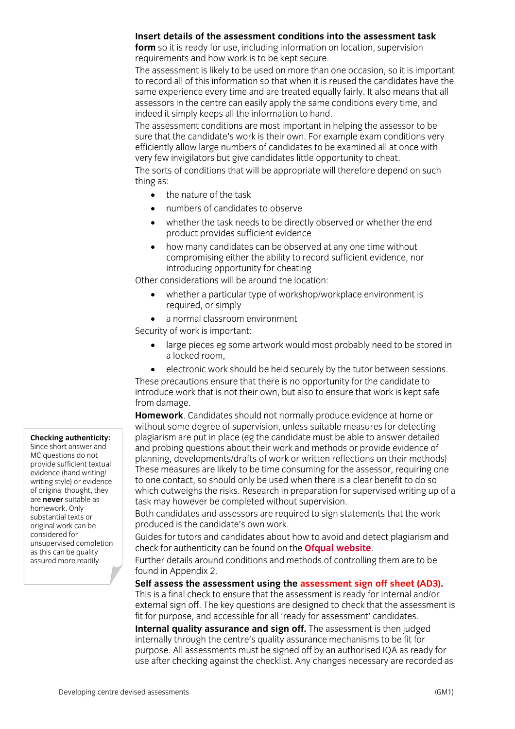**Insert details of the assessment conditions into the assessment task form** so it is ready for use, including information on location, supervision requirements and how work is to be kept secure.

The assessment is likely to be used on more than one occasion, so it is important to record all of this information so that when it is reused the candidates have the same experience every time and are treated equally fairly. It also means that all assessors in the centre can easily apply the same conditions every time, and indeed it simply keeps all the information to hand.

The assessment conditions are most important in helping the assessor to be sure that the candidate's work is their own. For example exam conditions very efficiently allow large numbers of candidates to be examined all at once with very few invigilators but give candidates little opportunity to cheat.

The sorts of conditions that will be appropriate will therefore depend on such thing as:

- the nature of the task
- numbers of candidates to observe
- whether the task needs to be directly observed or whether the end product provides sufficient evidence
- how many candidates can be observed at any one time without compromising either the ability to record sufficient evidence, nor introducing opportunity for cheating

Other considerations will be around the location:

- whether a particular type of workshop/workplace environment is required, or simply
- a normal classroom environment

Security of work is important:

- large pieces eg some artwork would most probably need to be stored in a locked room,
- electronic work should be held securely by the tutor between sessions.

These precautions ensure that there is no opportunity for the candidate to introduce work that is not their own, but also to ensure that work is kept safe from damage.

**Homework**. Candidates should not normally produce evidence at home or without some degree of supervision, unless suitable measures for detecting plagiarism are put in place (eg the candidate must be able to answer detailed and probing questions about their work and methods or provide evidence of planning, developments/drafts of work or written reflections on their methods) These measures are likely to be time consuming for the assessor, requiring one to one contact, so should only be used when there is a clear benefit to do so which outweighs the risks. Research in preparation for supervised writing up of a task may however be completed without supervision.

> **Checking authenticity:** Since short answer and MC questions do not provide sufficient textual evidence (hand writing/ writing style) or evidence of original thought, they are **never** suitable as homework. Only substantial texts or original work can be considered for unsupervised completion as this can be quality assured more readily.

Both candidates and assessors are required to sign statements that the work produced is the candidate's own work.

Guides for tutors and candidates about how to avoid and detect plagiarism and check for authenticity can be found on the **Ofqual website**.

Further details around conditions and methods of controlling them are to be found in Appendix 2.

**Self assess the assessment using the assessment sign off sheet (AD3).** This is a final check to ensure that the assessment is ready for internal and/or external sign off. The key questions are designed to check that the assessment is fit for purpose, and accessible for all 'ready for assessment' candidates.

**Internal quality assurance and sign off.** The assessment is then judged internally through the centre's quality assurance mechanisms to be fit for purpose. All assessments must be signed off by an authorised IQA as ready for use after checking against the checklist. Any changes necessary are recorded as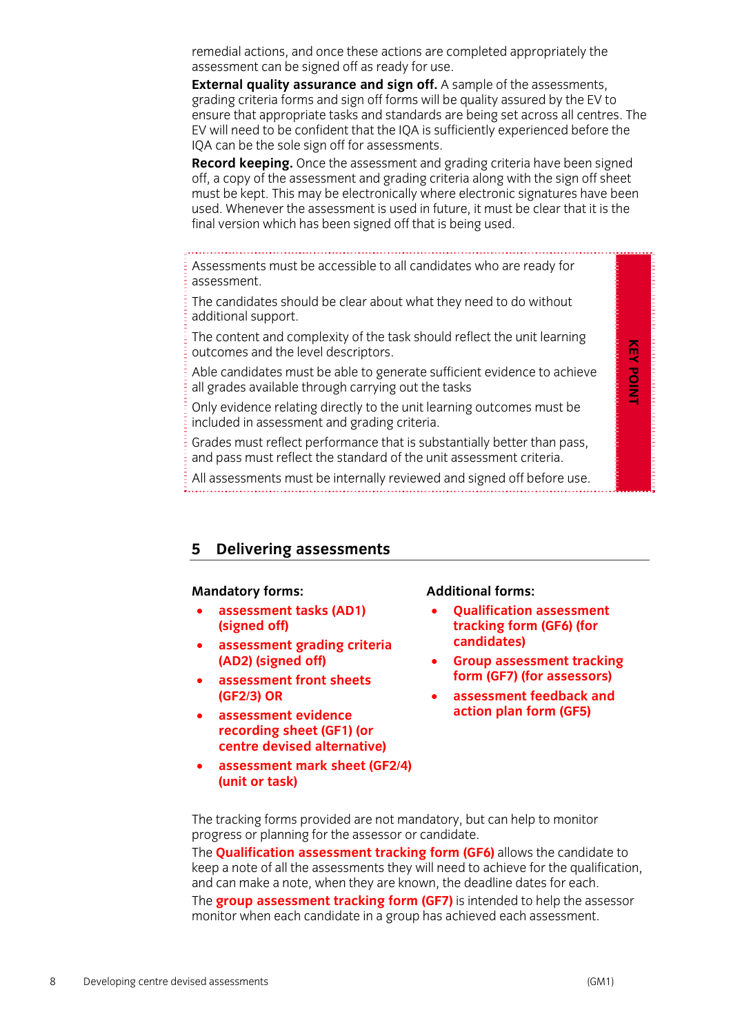remedial actions, and once these actions are completed appropriately the assessment can be signed off as ready for use.

**External quality assurance and sign off.** A sample of the assessments, grading criteria forms and sign off forms will be quality assured by the EV to ensure that appropriate tasks and standards are being set across all centres. The EV will need to be confident that the IQA is sufficiently experienced before the IQA can be the sole sign off for assessments.

**Record keeping.** Once the assessment and grading criteria have been signed off, a copy of the assessment and grading criteria along with the sign off sheet must be kept. This may be electronically where electronic signatures have been used. Whenever the assessment is used in future, it must be clear that it is the final version which has been signed off that is being used.

> **KEY POINT**
>
> Assessments must be accessible to all candidates who are ready for assessment.
>
> The candidates should be clear about what they need to do without additional support.
>
> The content and complexity of the task should reflect the unit learning outcomes and the level descriptors.
>
> Able candidates must be able to generate sufficient evidence to achieve all grades available through carrying out the tasks
>
> Only evidence relating directly to the unit learning outcomes must be included in assessment and grading criteria.
>
> Grades must reflect performance that is substantially better than pass, and pass must reflect the standard of the unit assessment criteria.
>
> All assessments must be internally reviewed and signed off before use.

## 5 Delivering assessments

**Mandatory forms:**

- **assessment tasks (AD1) (signed off)**
- **assessment grading criteria (AD2) (signed off)**
- **assessment front sheets (GF2/3) OR**
- **assessment evidence recording sheet (GF1) (or centre devised alternative)**
- **assessment mark sheet (GF2/4) (unit or task)**

**Additional forms:**

- **Qualification assessment tracking form (GF6) (for candidates)**
- **Group assessment tracking form (GF7) (for assessors)**
- **assessment feedback and action plan form (GF5)**

The tracking forms provided are not mandatory, but can help to monitor progress or planning for the assessor or candidate.

The **Qualification assessment tracking form (GF6)** allows the candidate to keep a note of all the assessments they will need to achieve for the qualification, and can make a note, when they are known, the deadline dates for each.

The **group assessment tracking form (GF7)** is intended to help the assessor monitor when each candidate in a group has achieved each assessment.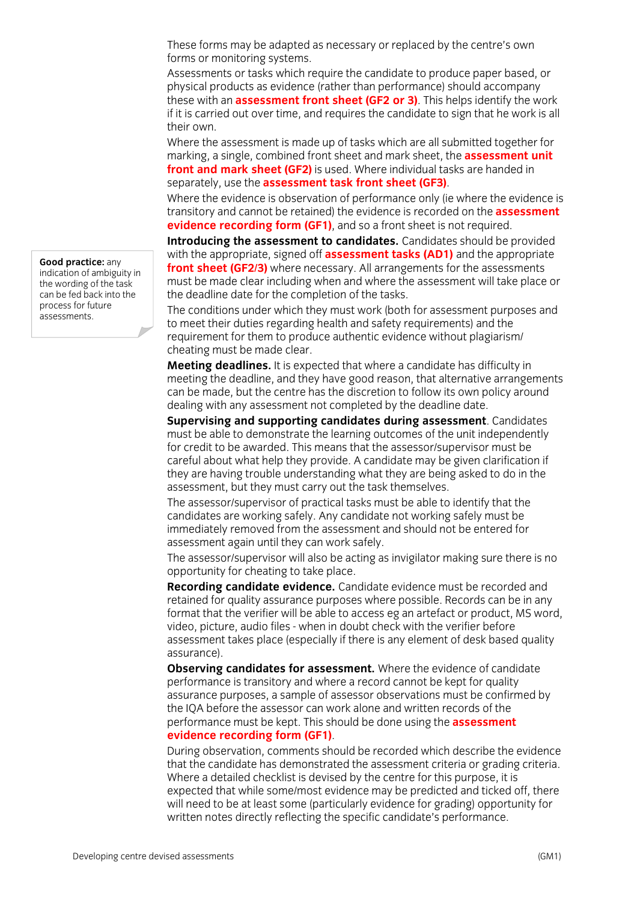These forms may be adapted as necessary or replaced by the centre's own forms or monitoring systems.

Assessments or tasks which require the candidate to produce paper based, or physical products as evidence (rather than performance) should accompany these with an **assessment front sheet (GF2 or 3)**. This helps identify the work if it is carried out over time, and requires the candidate to sign that he work is all their own.

Where the assessment is made up of tasks which are all submitted together for marking, a single, combined front sheet and mark sheet, the **assessment unit front and mark sheet (GF2)** is used. Where individual tasks are handed in separately, use the **assessment task front sheet (GF3)**.

Where the evidence is observation of performance only (ie where the evidence is transitory and cannot be retained) the evidence is recorded on the **assessment evidence recording form (GF1)**, and so a front sheet is not required.

**Introducing the assessment to candidates.** Candidates should be provided with the appropriate, signed off **assessment tasks (AD1)** and the appropriate **front sheet (GF2/3)** where necessary. All arrangements for the assessments must be made clear including when and where the assessment will take place or the deadline date for the completion of the tasks.

> **Good practice:** any indication of ambiguity in the wording of the task can be fed back into the process for future assessments.

The conditions under which they must work (both for assessment purposes and to meet their duties regarding health and safety requirements) and the requirement for them to produce authentic evidence without plagiarism/cheating must be made clear.

**Meeting deadlines.** It is expected that where a candidate has difficulty in meeting the deadline, and they have good reason, that alternative arrangements can be made, but the centre has the discretion to follow its own policy around dealing with any assessment not completed by the deadline date.

**Supervising and supporting candidates during assessment**. Candidates must be able to demonstrate the learning outcomes of the unit independently for credit to be awarded. This means that the assessor/supervisor must be careful about what help they provide. A candidate may be given clarification if they are having trouble understanding what they are being asked to do in the assessment, but they must carry out the task themselves.

The assessor/supervisor of practical tasks must be able to identify that the candidates are working safely. Any candidate not working safely must be immediately removed from the assessment and should not be entered for assessment again until they can work safely.

The assessor/supervisor will also be acting as invigilator making sure there is no opportunity for cheating to take place.

**Recording candidate evidence.** Candidate evidence must be recorded and retained for quality assurance purposes where possible. Records can be in any format that the verifier will be able to access eg an artefact or product, MS word, video, picture, audio files - when in doubt check with the verifier before assessment takes place (especially if there is any element of desk based quality assurance).

**Observing candidates for assessment.** Where the evidence of candidate performance is transitory and where a record cannot be kept for quality assurance purposes, a sample of assessor observations must be confirmed by the IQA before the assessor can work alone and written records of the performance must be kept. This should be done using the **assessment evidence recording form (GF1)**.

During observation, comments should be recorded which describe the evidence that the candidate has demonstrated the assessment criteria or grading criteria. Where a detailed checklist is devised by the centre for this purpose, it is expected that while some/most evidence may be predicted and ticked off, there will need to be at least some (particularly evidence for grading) opportunity for written notes directly reflecting the specific candidate's performance.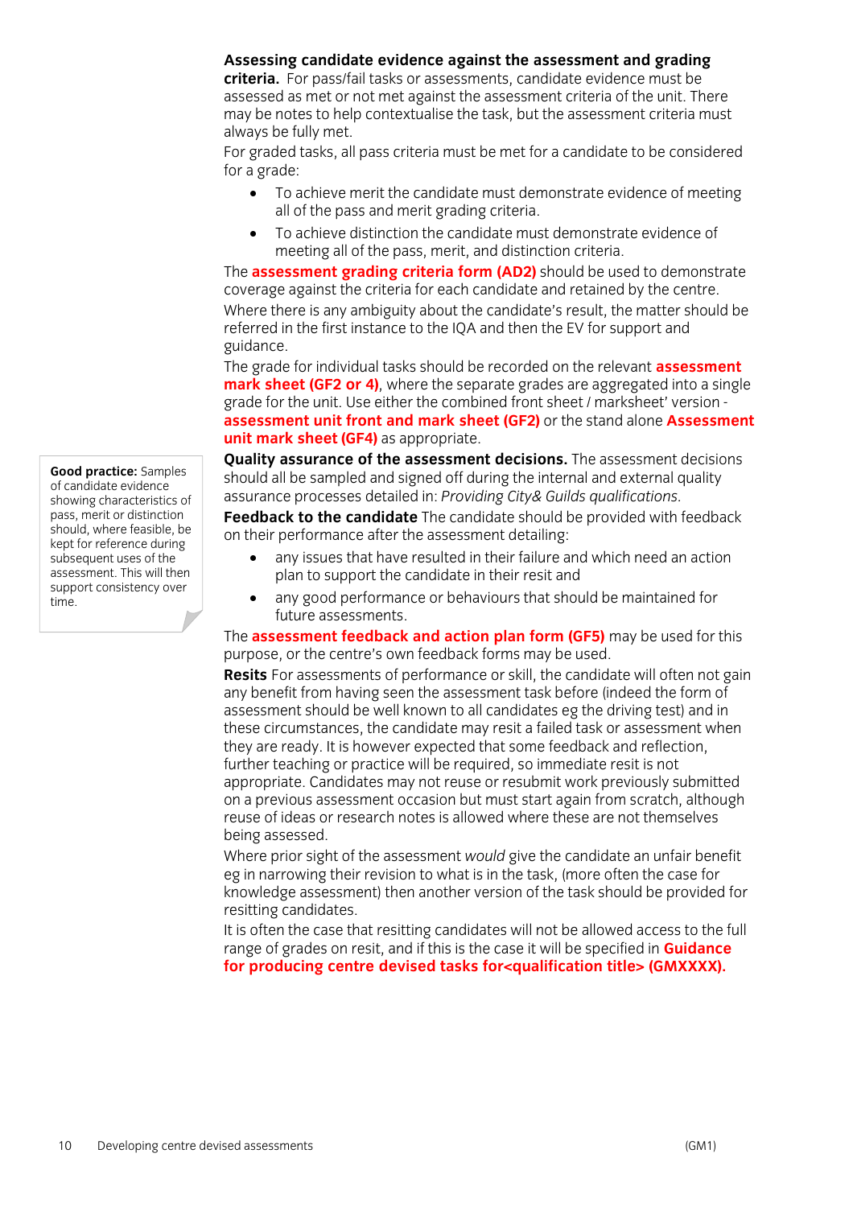**Assessing candidate evidence against the assessment and grading criteria.** For pass/fail tasks or assessments, candidate evidence must be assessed as met or not met against the assessment criteria of the unit. There may be notes to help contextualise the task, but the assessment criteria must always be fully met.

For graded tasks, all pass criteria must be met for a candidate to be considered for a grade:

- To achieve merit the candidate must demonstrate evidence of meeting all of the pass and merit grading criteria.
- To achieve distinction the candidate must demonstrate evidence of meeting all of the pass, merit, and distinction criteria.

The **assessment grading criteria form (AD2)** should be used to demonstrate coverage against the criteria for each candidate and retained by the centre.

Where there is any ambiguity about the candidate's result, the matter should be referred in the first instance to the IQA and then the EV for support and guidance.

The grade for individual tasks should be recorded on the relevant **assessment mark sheet (GF2 or 4)**, where the separate grades are aggregated into a single grade for the unit. Use either the combined front sheet / marksheet' version - **assessment unit front and mark sheet (GF2)** or the stand alone **Assessment unit mark sheet (GF4)** as appropriate.

> **Good practice:** Samples of candidate evidence showing characteristics of pass, merit or distinction should, where feasible, be kept for reference during subsequent uses of the assessment. This will then support consistency over time.

**Quality assurance of the assessment decisions.** The assessment decisions should all be sampled and signed off during the internal and external quality assurance processes detailed in: *Providing City& Guilds qualifications.*

**Feedback to the candidate** The candidate should be provided with feedback on their performance after the assessment detailing:

- any issues that have resulted in their failure and which need an action plan to support the candidate in their resit and
- any good performance or behaviours that should be maintained for future assessments.

The **assessment feedback and action plan form (GF5)** may be used for this purpose, or the centre's own feedback forms may be used.

**Resits** For assessments of performance or skill, the candidate will often not gain any benefit from having seen the assessment task before (indeed the form of assessment should be well known to all candidates eg the driving test) and in these circumstances, the candidate may resit a failed task or assessment when they are ready. It is however expected that some feedback and reflection, further teaching or practice will be required, so immediate resit is not appropriate. Candidates may not reuse or resubmit work previously submitted on a previous assessment occasion but must start again from scratch, although reuse of ideas or research notes is allowed where these are not themselves being assessed.

Where prior sight of the assessment *would* give the candidate an unfair benefit eg in narrowing their revision to what is in the task, (more often the case for knowledge assessment) then another version of the task should be provided for resitting candidates.

It is often the case that resitting candidates will not be allowed access to the full range of grades on resit, and if this is the case it will be specified in **Guidance for producing centre devised tasks for<qualification title> (GMXXXX).**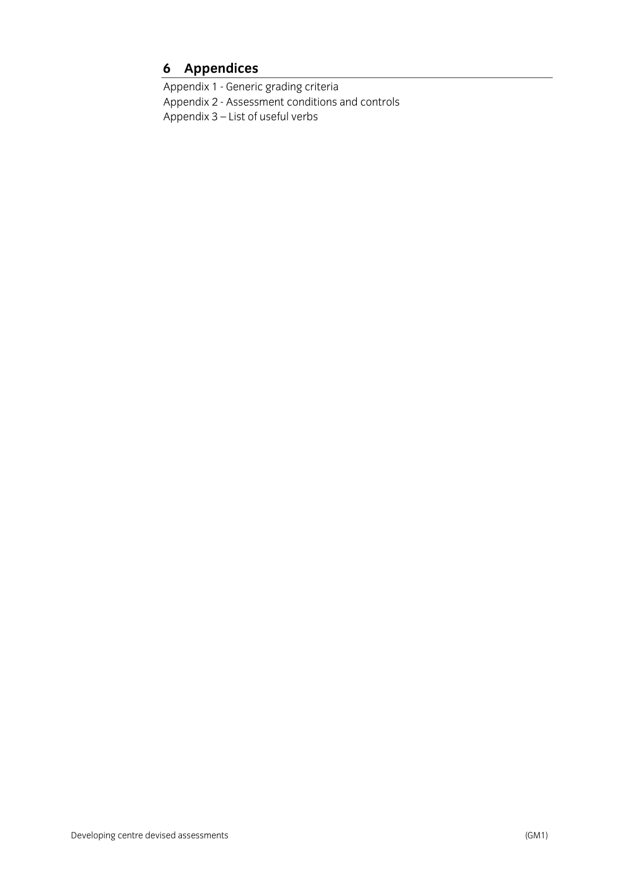## 6 Appendices

Appendix 1 - Generic grading criteria

Appendix 2 - Assessment conditions and controls

Appendix 3 – List of useful verbs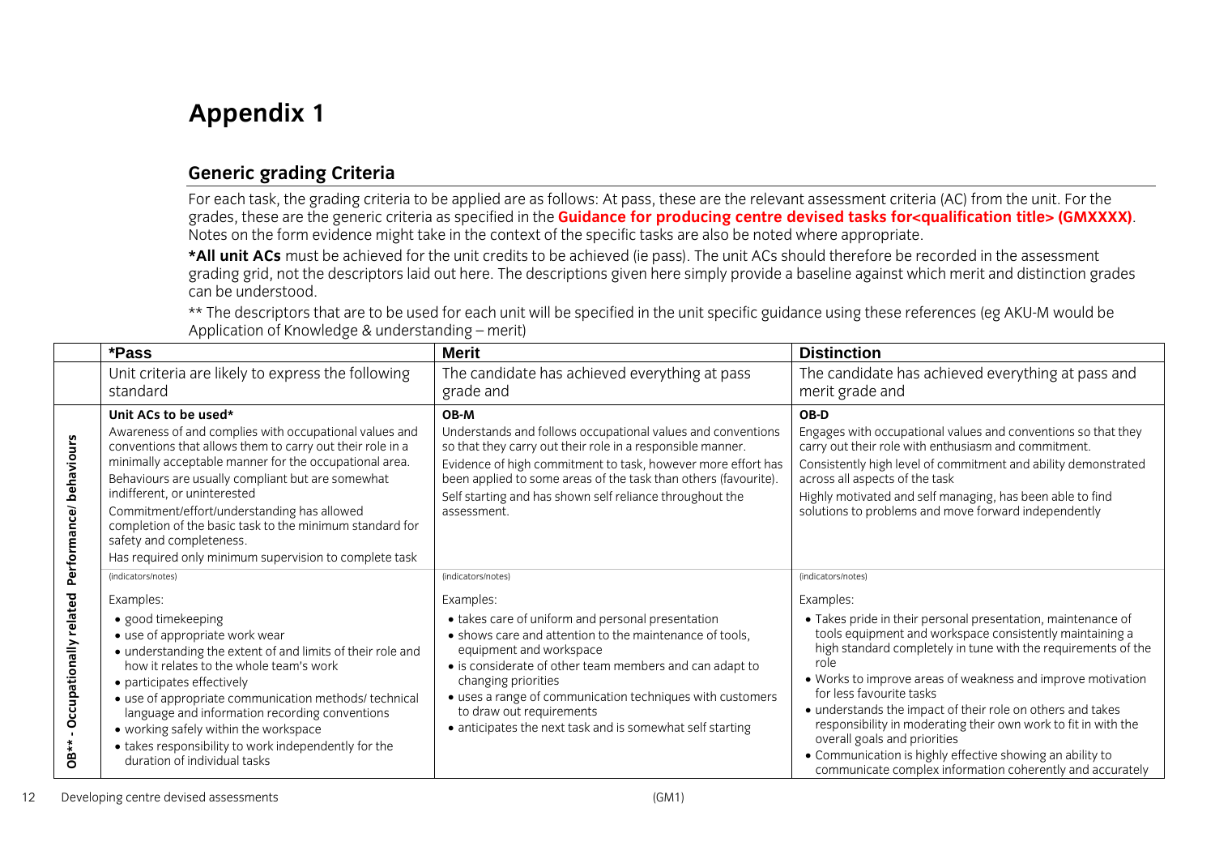# Appendix 1

## Generic grading Criteria

For each task, the grading criteria to be applied are as follows: At pass, these are the relevant assessment criteria (AC) from the unit. For the grades, these are the generic criteria as specified in the **Guidance for producing centre devised tasks for<qualification title> (GMXXXX)**. Notes on the form evidence might take in the context of the specific tasks are also be noted where appropriate.

***All unit ACs** must be achieved for the unit credits to be achieved (ie pass). The unit ACs should therefore be recorded in the assessment grading grid, not the descriptors laid out here. The descriptions given here simply provide a baseline against which merit and distinction grades can be understood.

** The descriptors that are to be used for each unit will be specified in the unit specific guidance using these references (eg AKU-M would be Application of Knowledge & understanding – merit)

| | *Pass | Merit | Distinction |
|---|---|---|---|
| | Unit criteria are likely to express the following standard | The candidate has achieved everything at pass grade and | The candidate has achieved everything at pass and merit grade and |
| OB** - Occupationally related Performance/ behaviours | **Unit ACs to be used***<br>Awareness of and complies with occupational values and conventions that allows them to carry out their role in a minimally acceptable manner for the occupational area. Behaviours are usually compliant but are somewhat indifferent, or uninterested<br>Commitment/effort/understanding has allowed completion of the basic task to the minimum standard for safety and completeness.<br>Has required only minimum supervision to complete task | **OB-M**<br>Understands and follows occupational values and conventions so that they carry out their role in a responsible manner.<br>Evidence of high commitment to task, however more effort has been applied to some areas of the task than others (favourite).<br>Self starting and has shown self reliance throughout the assessment. | **OB-D**<br>Engages with occupational values and conventions so that they carry out their role with enthusiasm and commitment.<br>Consistently high level of commitment and ability demonstrated across all aspects of the task<br>Highly motivated and self managing, has been able to find solutions to problems and move forward independently |
| | (indicators/notes)<br>Examples:<br>• good timekeeping<br>• use of appropriate work wear<br>• understanding the extent of and limits of their role and how it relates to the whole team's work<br>• participates effectively<br>• use of appropriate communication methods/ technical language and information recording conventions<br>• working safely within the workspace<br>• takes responsibility to work independently for the duration of individual tasks | (indicators/notes)<br>Examples:<br>• takes care of uniform and personal presentation<br>• shows care and attention to the maintenance of tools, equipment and workspace<br>• is considerate of other team members and can adapt to changing priorities<br>• uses a range of communication techniques with customers to draw out requirements<br>• anticipates the next task and is somewhat self starting | (indicators/notes)<br>Examples:<br>• Takes pride in their personal presentation, maintenance of tools equipment and workspace consistently maintaining a high standard completely in tune with the requirements of the role<br>• Works to improve areas of weakness and improve motivation for less favourite tasks<br>• understands the impact of their role on others and takes responsibility in moderating their own work to fit in with the overall goals and priorities<br>• Communication is highly effective showing an ability to communicate complex information coherently and accurately |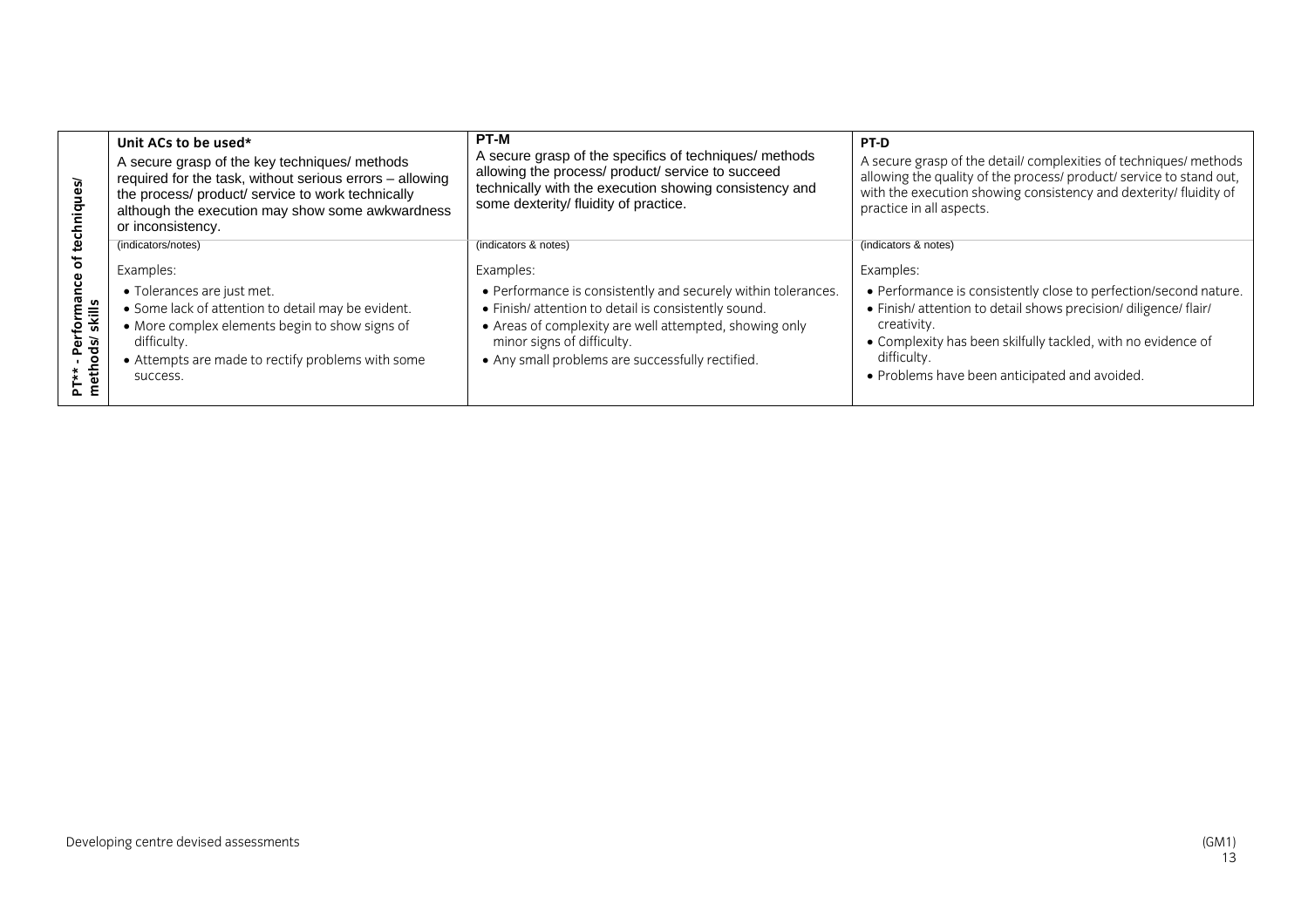| PT** - Performance of techniques/ methods/ skills | Unit ACs to be used* | PT-M | PT-D |
|---|---|---|---|
| | A secure grasp of the key techniques/ methods required for the task, without serious errors – allowing the process/ product/ service to work technically although the execution may show some awkwardness or inconsistency. | A secure grasp of the specifics of techniques/ methods allowing the process/ product/ service to succeed technically with the execution showing consistency and some dexterity/ fluidity of practice. | A secure grasp of the detail/ complexities of techniques/ methods allowing the quality of the process/ product/ service to stand out, with the execution showing consistency and dexterity/ fluidity of practice in all aspects. |
| | (indicators/notes)<br><br>Examples:<br>• Tolerances are just met.<br>• Some lack of attention to detail may be evident.<br>• More complex elements begin to show signs of difficulty.<br>• Attempts are made to rectify problems with some success. | (indicators & notes)<br><br>Examples:<br>• Performance is consistently and securely within tolerances.<br>• Finish/ attention to detail is consistently sound.<br>• Areas of complexity are well attempted, showing only minor signs of difficulty.<br>• Any small problems are successfully rectified. | (indicators & notes)<br><br>Examples:<br>• Performance is consistently close to perfection/second nature.<br>• Finish/ attention to detail shows precision/ diligence/ flair/ creativity.<br>• Complexity has been skilfully tackled, with no evidence of difficulty.<br>• Problems have been anticipated and avoided. |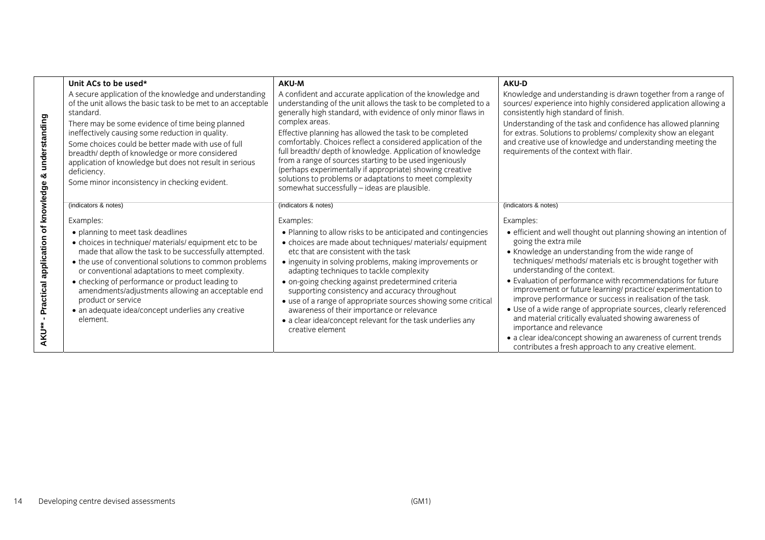| AKU** - Practical application of knowledge & understanding | Unit ACs to be used* | AKU-M | AKU-D |
|---|---|---|---|
| | A secure application of the knowledge and understanding of the unit allows the basic task to be met to an acceptable standard.<br><br>There may be some evidence of time being planned ineffectively causing some reduction in quality.<br><br>Some choices could be better made with use of full breadth/ depth of knowledge or more considered application of knowledge but does not result in serious deficiency.<br><br>Some minor inconsistency in checking evident. | A confident and accurate application of the knowledge and understanding of the unit allows the task to be completed to a generally high standard, with evidence of only minor flaws in complex areas.<br><br>Effective planning has allowed the task to be completed comfortably. Choices reflect a considered application of the full breadth/ depth of knowledge. Application of knowledge from a range of sources starting to be used ingeniously (perhaps experimentally if appropriate) showing creative solutions to problems or adaptations to meet complexity somewhat successfully – ideas are plausible. | Knowledge and understanding is drawn together from a range of sources/ experience into highly considered application allowing a consistently high standard of finish.<br><br>Understanding of the task and confidence has allowed planning for extras. Solutions to problems/ complexity show an elegant and creative use of knowledge and understanding meeting the requirements of the context with flair. |
| | (indicators & notes)<br><br>Examples:<br>• planning to meet task deadlines<br>• choices in technique/ materials/ equipment etc to be made that allow the task to be successfully attempted.<br>• the use of conventional solutions to common problems or conventional adaptations to meet complexity.<br>• checking of performance or product leading to amendments/adjustments allowing an acceptable end product or service<br>• an adequate idea/concept underlies any creative element. | (indicators & notes)<br><br>Examples:<br>• Planning to allow risks to be anticipated and contingencies<br>• choices are made about techniques/ materials/ equipment etc that are consistent with the task<br>• ingenuity in solving problems, making improvements or adapting techniques to tackle complexity<br>• on-going checking against predetermined criteria supporting consistency and accuracy throughout<br>• use of a range of appropriate sources showing some critical awareness of their importance or relevance<br>• a clear idea/concept relevant for the task underlies any creative element | (indicators & notes)<br><br>Examples:<br>• efficient and well thought out planning showing an intention of going the extra mile<br>• Knowledge an understanding from the wide range of techniques/ methods/ materials etc is brought together with understanding of the context.<br>• Evaluation of performance with recommendations for future improvement or future learning/ practice/ experimentation to improve performance or success in realisation of the task.<br>• Use of a wide range of appropriate sources, clearly referenced and material critically evaluated showing awareness of importance and relevance<br>• a clear idea/concept showing an awareness of current trends contributes a fresh approach to any creative element. |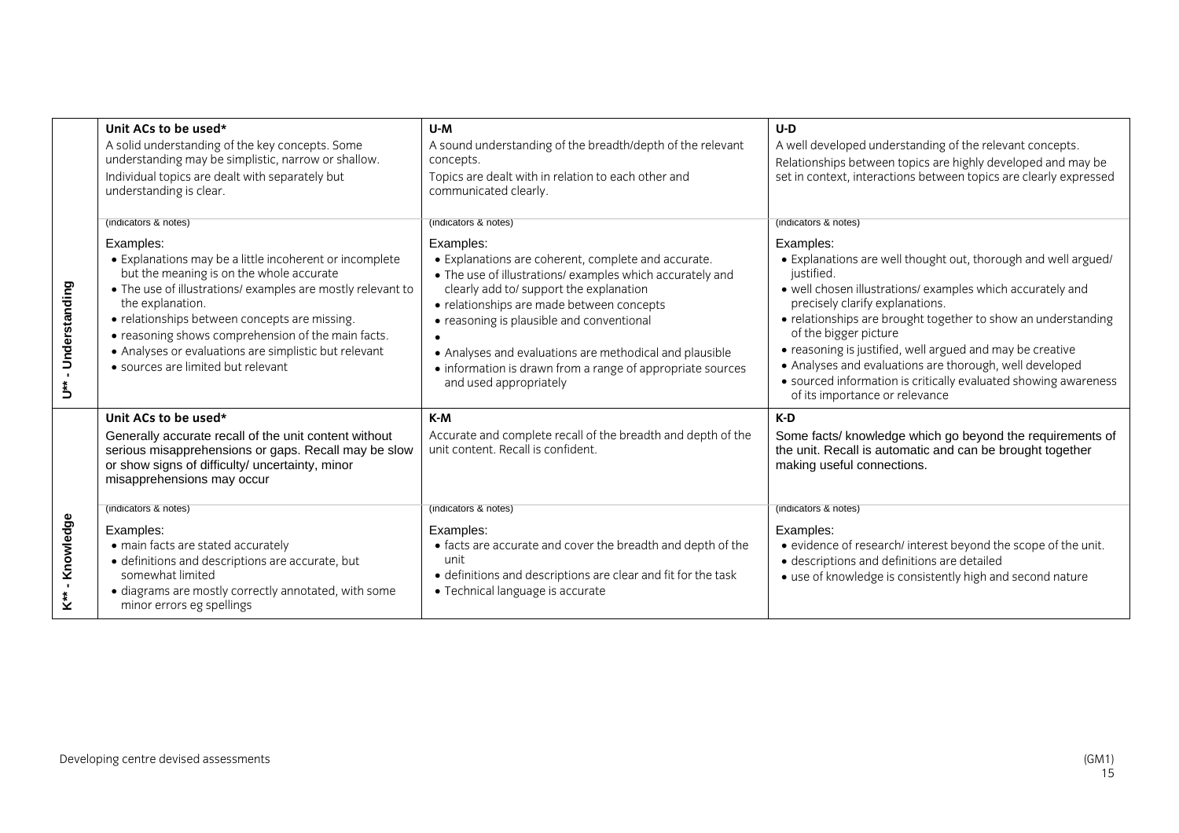| | Unit ACs to be used* | U-M | U-D |
|---|---|---|---|
| U** - Understanding | A solid understanding of the key concepts. Some understanding may be simplistic, narrow or shallow.<br>Individual topics are dealt with separately but understanding is clear. | A sound understanding of the breadth/depth of the relevant concepts.<br>Topics are dealt with in relation to each other and communicated clearly. | A well developed understanding of the relevant concepts.<br>Relationships between topics are highly developed and may be set in context, interactions between topics are clearly expressed |
| | (indicators & notes)<br><br>Examples:<br>• Explanations may be a little incoherent or incomplete but the meaning is on the whole accurate<br>• The use of illustrations/ examples are mostly relevant to the explanation.<br>• relationships between concepts are missing.<br>• reasoning shows comprehension of the main facts.<br>• Analyses or evaluations are simplistic but relevant<br>• sources are limited but relevant | (indicators & notes)<br><br>Examples:<br>• Explanations are coherent, complete and accurate.<br>• The use of illustrations/ examples which accurately and clearly add to/ support the explanation<br>• relationships are made between concepts<br>• reasoning is plausible and conventional<br>•<br>• Analyses and evaluations are methodical and plausible<br>• information is drawn from a range of appropriate sources and used appropriately | (indicators & notes)<br><br>Examples:<br>• Explanations are well thought out, thorough and well argued/ justified.<br>• well chosen illustrations/ examples which accurately and precisely clarify explanations.<br>• relationships are brought together to show an understanding of the bigger picture<br>• reasoning is justified, well argued and may be creative<br>• Analyses and evaluations are thorough, well developed<br>• sourced information is critically evaluated showing awareness of its importance or relevance |
| K** - Knowledge | **Unit ACs to be used***<br>Generally accurate recall of the unit content without serious misapprehensions or gaps. Recall may be slow or show signs of difficulty/ uncertainty, minor misapprehensions may occur | **K-M**<br>Accurate and complete recall of the breadth and depth of the unit content. Recall is confident. | **K-D**<br>Some facts/ knowledge which go beyond the requirements of the unit. Recall is automatic and can be brought together making useful connections. |
| | (indicators & notes)<br><br>Examples:<br>• main facts are stated accurately<br>• definitions and descriptions are accurate, but somewhat limited<br>• diagrams are mostly correctly annotated, with some minor errors eg spellings | (indicators & notes)<br><br>Examples:<br>• facts are accurate and cover the breadth and depth of the unit<br>• definitions and descriptions are clear and fit for the task<br>• Technical language is accurate | (indicators & notes)<br><br>Examples:<br>• evidence of research/ interest beyond the scope of the unit.<br>• descriptions and definitions are detailed<br>• use of knowledge is consistently high and second nature |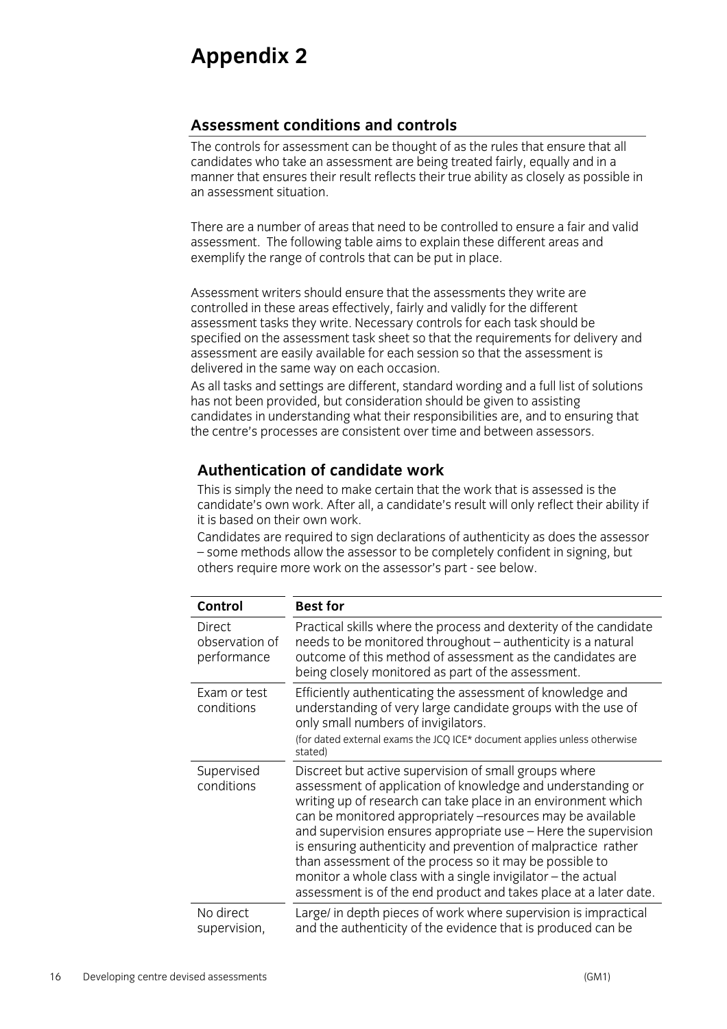# Appendix 2

## Assessment conditions and controls

The controls for assessment can be thought of as the rules that ensure that all candidates who take an assessment are being treated fairly, equally and in a manner that ensures their result reflects their true ability as closely as possible in an assessment situation.

There are a number of areas that need to be controlled to ensure a fair and valid assessment. The following table aims to explain these different areas and exemplify the range of controls that can be put in place.

Assessment writers should ensure that the assessments they write are controlled in these areas effectively, fairly and validly for the different assessment tasks they write. Necessary controls for each task should be specified on the assessment task sheet so that the requirements for delivery and assessment are easily available for each session so that the assessment is delivered in the same way on each occasion.

As all tasks and settings are different, standard wording and a full list of solutions has not been provided, but consideration should be given to assisting candidates in understanding what their responsibilities are, and to ensuring that the centre's processes are consistent over time and between assessors.

### Authentication of candidate work

This is simply the need to make certain that the work that is assessed is the candidate's own work. After all, a candidate's result will only reflect their ability if it is based on their own work.

Candidates are required to sign declarations of authenticity as does the assessor – some methods allow the assessor to be completely confident in signing, but others require more work on the assessor's part - see below.

| Control | Best for |
|---|---|
| Direct observation of performance | Practical skills where the process and dexterity of the candidate needs to be monitored throughout – authenticity is a natural outcome of this method of assessment as the candidates are being closely monitored as part of the assessment. |
| Exam or test conditions | Efficiently authenticating the assessment of knowledge and understanding of very large candidate groups with the use of only small numbers of invigilators. (for dated external exams the JCQ ICE* document applies unless otherwise stated) |
| Supervised conditions | Discreet but active supervision of small groups where assessment of application of knowledge and understanding or writing up of research can take place in an environment which can be monitored appropriately –resources may be available and supervision ensures appropriate use – Here the supervision is ensuring authenticity and prevention of malpractice rather than assessment of the process so it may be possible to monitor a whole class with a single invigilator – the actual assessment is of the end product and takes place at a later date. |
| No direct supervision, | Large/ in depth pieces of work where supervision is impractical and the authenticity of the evidence that is produced can be |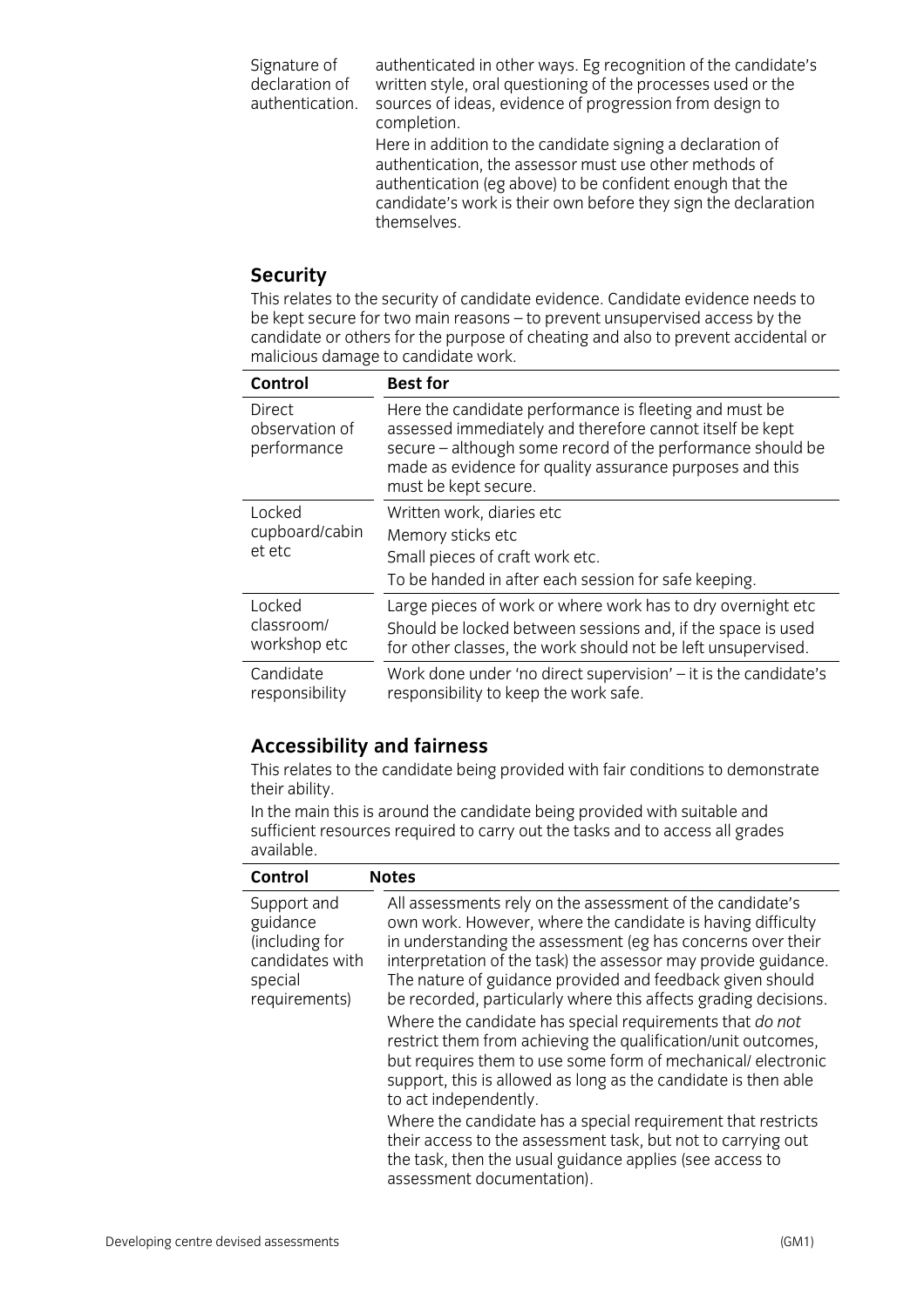| | |
|---|---|
| Signature of declaration of authentication. | authenticated in other ways. Eg recognition of the candidate's written style, oral questioning of the processes used or the sources of ideas, evidence of progression from design to completion. Here in addition to the candidate signing a declaration of authentication, the assessor must use other methods of authentication (eg above) to be confident enough that the candidate's work is their own before they sign the declaration themselves. |

## Security

This relates to the security of candidate evidence. Candidate evidence needs to be kept secure for two main reasons – to prevent unsupervised access by the candidate or others for the purpose of cheating and also to prevent accidental or malicious damage to candidate work.

| Control | Best for |
|---|---|
| Direct observation of performance | Here the candidate performance is fleeting and must be assessed immediately and therefore cannot itself be kept secure – although some record of the performance should be made as evidence for quality assurance purposes and this must be kept secure. |
| Locked cupboard/cabinet etc | Written work, diaries etc<br>Memory sticks etc<br>Small pieces of craft work etc.<br>To be handed in after each session for safe keeping. |
| Locked classroom/ workshop etc | Large pieces of work or where work has to dry overnight etc<br>Should be locked between sessions and, if the space is used for other classes, the work should not be left unsupervised. |
| Candidate responsibility | Work done under 'no direct supervision' – it is the candidate's responsibility to keep the work safe. |

## Accessibility and fairness

This relates to the candidate being provided with fair conditions to demonstrate their ability.

In the main this is around the candidate being provided with suitable and sufficient resources required to carry out the tasks and to access all grades available.

| Control | Notes |
|---|---|
| Support and guidance (including for candidates with special requirements) | All assessments rely on the assessment of the candidate's own work. However, where the candidate is having difficulty in understanding the assessment (eg has concerns over their interpretation of the task) the assessor may provide guidance. The nature of guidance provided and feedback given should be recorded, particularly where this affects grading decisions.<br>Where the candidate has special requirements that *do not* restrict them from achieving the qualification/unit outcomes, but requires them to use some form of mechanical/ electronic support, this is allowed as long as the candidate is then able to act independently.<br>Where the candidate has a special requirement that restricts their access to the assessment task, but not to carrying out the task, then the usual guidance applies (see access to assessment documentation). |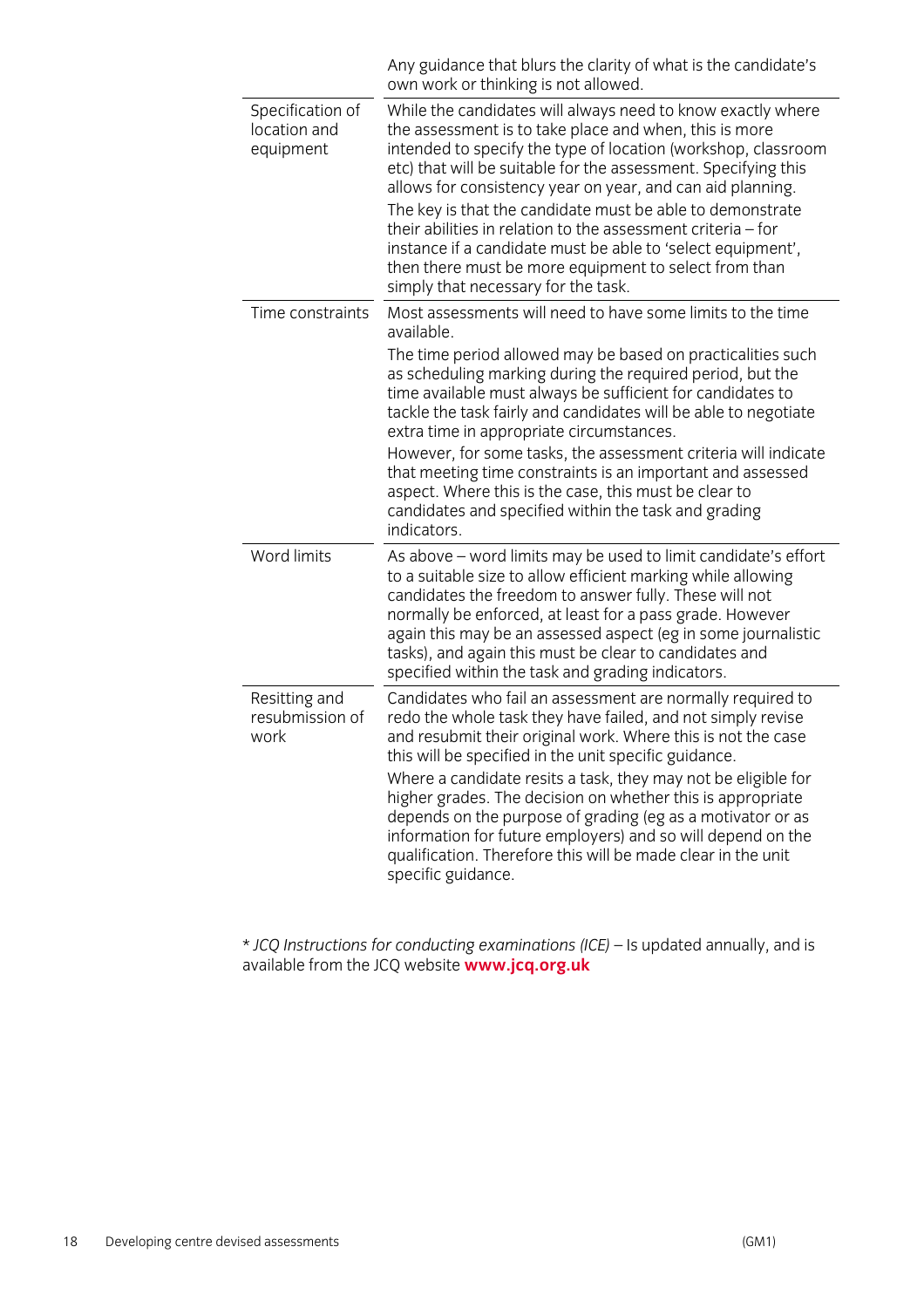| | |
|---|---|
| | Any guidance that blurs the clarity of what is the candidate's own work or thinking is not allowed. |
| Specification of location and equipment | While the candidates will always need to know exactly where the assessment is to take place and when, this is more intended to specify the type of location (workshop, classroom etc) that will be suitable for the assessment. Specifying this allows for consistency year on year, and can aid planning.<br><br>The key is that the candidate must be able to demonstrate their abilities in relation to the assessment criteria – for instance if a candidate must be able to 'select equipment', then there must be more equipment to select from than simply that necessary for the task. |
| Time constraints | Most assessments will need to have some limits to the time available.<br><br>The time period allowed may be based on practicalities such as scheduling marking during the required period, but the time available must always be sufficient for candidates to tackle the task fairly and candidates will be able to negotiate extra time in appropriate circumstances.<br><br>However, for some tasks, the assessment criteria will indicate that meeting time constraints is an important and assessed aspect. Where this is the case, this must be clear to candidates and specified within the task and grading indicators. |
| Word limits | As above – word limits may be used to limit candidate's effort to a suitable size to allow efficient marking while allowing candidates the freedom to answer fully. These will not normally be enforced, at least for a pass grade. However again this may be an assessed aspect (eg in some journalistic tasks), and again this must be clear to candidates and specified within the task and grading indicators. |
| Resitting and resubmission of work | Candidates who fail an assessment are normally required to redo the whole task they have failed, and not simply revise and resubmit their original work. Where this is not the case this will be specified in the unit specific guidance.<br><br>Where a candidate resits a task, they may not be eligible for higher grades. The decision on whether this is appropriate depends on the purpose of grading (eg as a motivator or as information for future employers) and so will depend on the qualification. Therefore this will be made clear in the unit specific guidance. |

\* *JCQ Instructions for conducting examinations (ICE)* – Is updated annually, and is available from the JCQ website **www.jcq.org.uk**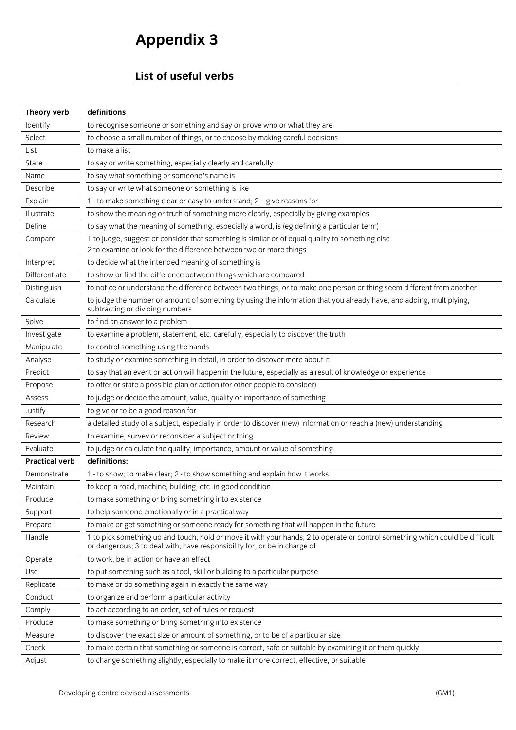# Appendix 3

## List of useful verbs

| Theory verb | definitions |
|---|---|
| Identify | to recognise someone or something and say or prove who or what they are |
| Select | to choose a small number of things, or to choose by making careful decisions |
| List | to make a list |
| State | to say or write something, especially clearly and carefully |
| Name | to say what something or someone's name is |
| Describe | to say or write what someone or something is like |
| Explain | 1 - to make something clear or easy to understand; 2 – give reasons for |
| Illustrate | to show the meaning or truth of something more clearly, especially by giving examples |
| Define | to say what the meaning of something, especially a word, is (eg defining a particular term) |
| Compare | 1 to judge, suggest or consider that something is similar or of equal quality to something else<br>2 to examine or look for the difference between two or more things |
| Interpret | to decide what the intended meaning of something is |
| Differentiate | to show or find the difference between things which are compared |
| Distinguish | to notice or understand the difference between two things, or to make one person or thing seem different from another |
| Calculate | to judge the number or amount of something by using the information that you already have, and adding, multiplying, subtracting or dividing numbers |
| Solve | to find an answer to a problem |
| Investigate | to examine a problem, statement, etc. carefully, especially to discover the truth |
| Manipulate | to control something using the hands |
| Analyse | to study or examine something in detail, in order to discover more about it |
| Predict | to say that an event or action will happen in the future, especially as a result of knowledge or experience |
| Propose | to offer or state a possible plan or action (for other people to consider) |
| Assess | to judge or decide the amount, value, quality or importance of something |
| Justify | to give or to be a good reason for |
| Research | a detailed study of a subject, especially in order to discover (new) information or reach a (new) understanding |
| Review | to examine, survey or reconsider a subject or thing |
| Evaluate | to judge or calculate the quality, importance, amount or value of something. |
| **Practical verb** | **definitions:** |
| Demonstrate | 1 - to show; to make clear; 2 - to show something and explain how it works |
| Maintain | to keep a road, machine, building, etc. in good condition |
| Produce | to make something or bring something into existence |
| Support | to help someone emotionally or in a practical way |
| Prepare | to make or get something or someone ready for something that will happen in the future |
| Handle | 1 to pick something up and touch, hold or move it with your hands; 2 to operate or control something which could be difficult or dangerous; 3 to deal with, have responsibility for, or be in charge of |
| Operate | to work, be in action or have an effect |
| Use | to put something such as a tool, skill or building to a particular purpose |
| Replicate | to make or do something again in exactly the same way |
| Conduct | to organize and perform a particular activity |
| Comply | to act according to an order, set of rules or request |
| Produce | to make something or bring something into existence |
| Measure | to discover the exact size or amount of something, or to be of a particular size |
| Check | to make certain that something or someone is correct, safe or suitable by examining it or them quickly |
| Adjust | to change something slightly, especially to make it more correct, effective, or suitable |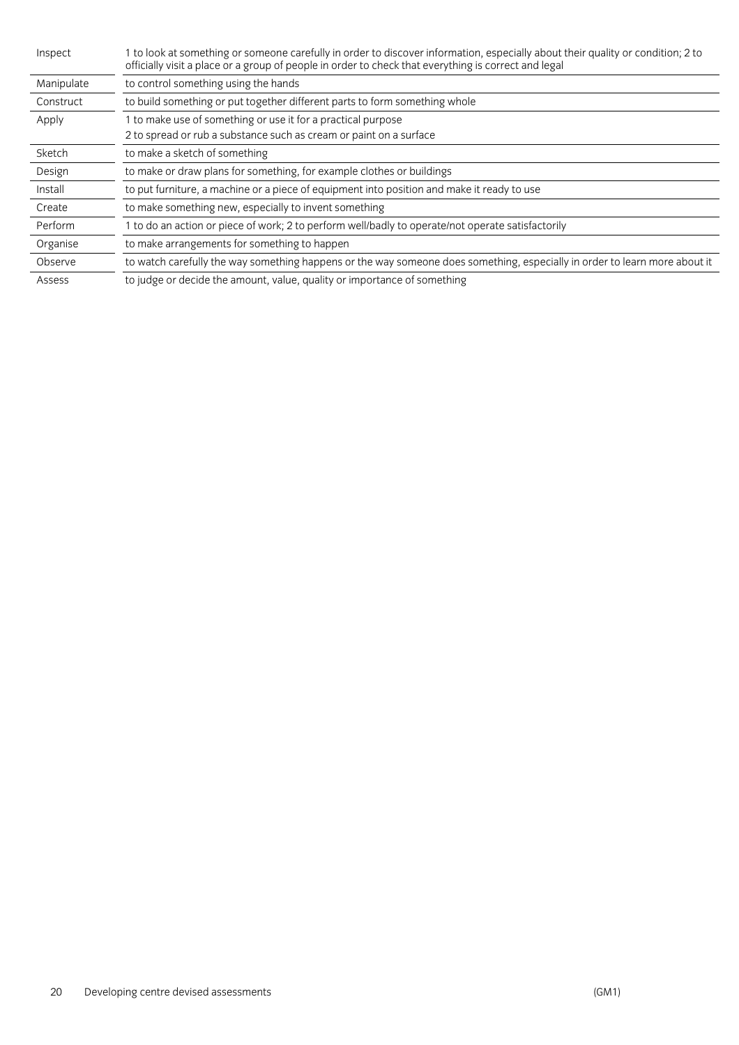| | |
|---|---|
| Inspect | 1 to look at something or someone carefully in order to discover information, especially about their quality or condition; 2 to officially visit a place or a group of people in order to check that everything is correct and legal |
| Manipulate | to control something using the hands |
| Construct | to build something or put together different parts to form something whole |
| Apply | 1 to make use of something or use it for a practical purpose<br>2 to spread or rub a substance such as cream or paint on a surface |
| Sketch | to make a sketch of something |
| Design | to make or draw plans for something, for example clothes or buildings |
| Install | to put furniture, a machine or a piece of equipment into position and make it ready to use |
| Create | to make something new, especially to invent something |
| Perform | 1 to do an action or piece of work; 2 to perform well/badly to operate/not operate satisfactorily |
| Organise | to make arrangements for something to happen |
| Observe | to watch carefully the way something happens or the way someone does something, especially in order to learn more about it |
| Assess | to judge or decide the amount, value, quality or importance of something |